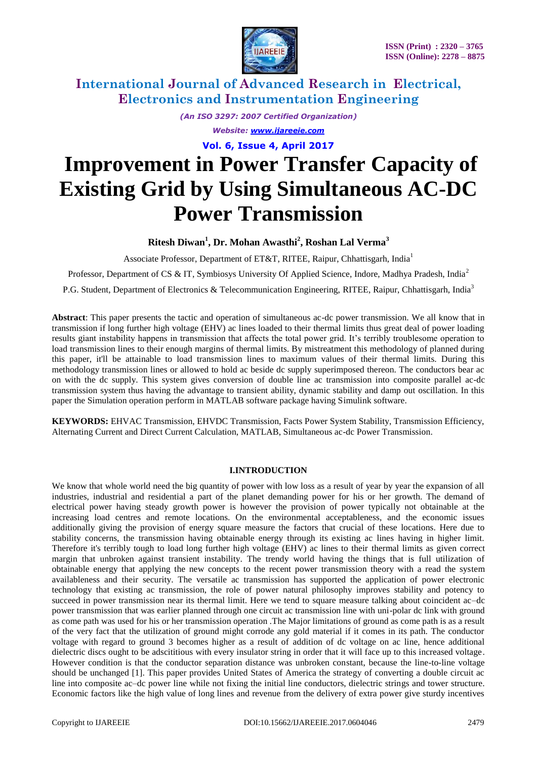# Improvement in Power Transfer Capacity of Existing Grid by Using Simultaneous AC-DC Power Transmission

**Ritesh Diwan[1], Dr. Mohan Awasthi[2], Roshan Lal Verma[3]**

Associate Professor, Department of ET&T, RITEE, Raipur, Chhattisgarh, India[1]

Professor, Department of CS & IT, Symbiosys University Of Applied Science, Indore, Madhya Pradesh, India[2]

P.G. Student, Department of Electronics & Telecommunication Engineering, RITEE, Raipur, Chhattisgarh, India[3]

**Abstract**: This paper presents the tactic and operation of simultaneous ac-dc power transmission. We all know that in transmission if long further high voltage (EHV) ac lines loaded to their thermal limits thus great deal of power loading results giant instability happens in transmission that affects the total power grid. It's terribly troublesome operation to load transmission lines to their enough margins of thermal limits. By mistreatment this methodology of planned during this paper, it'll be attainable to load transmission lines to maximum values of their thermal limits. During this methodology transmission lines or allowed to hold ac beside dc supply superimposed thereon. The conductors bear ac on with the dc supply. This system gives conversion of double line ac transmission into composite parallel ac-dc transmission system thus having the advantage to transient ability, dynamic stability and damp out oscillation. In this paper the Simulation operation perform in MATLAB software package having Simulink software.

**KEYWORDS:** EHVAC Transmission, EHVDC Transmission, Facts Power System Stability, Transmission Efficiency, Alternating Current and Direct Current Calculation, MATLAB, Simultaneous ac-dc Power Transmission.

## I.INTRODUCTION

We know that whole world need the big quantity of power with low loss as a result of year by year the expansion of all industries, industrial and residential a part of the planet demanding power for his or her growth. The demand of electrical power having steady growth power is however the provision of power typically not obtainable at the increasing load centres and remote locations. On the environmental acceptableness, and the economic issues additionally giving the provision of energy square measure the factors that crucial of these locations. Here due to stability concerns, the transmission having obtainable energy through its existing ac lines having in higher limit. Therefore it's terribly tough to load long further high voltage (EHV) ac lines to their thermal limits as given correct margin that unbroken against transient instability. The trendy world having the things that is full utilization of obtainable energy that applying the new concepts to the recent power transmission theory with a read the system availableness and their security. The versatile ac transmission has supported the application of power electronic technology that existing ac transmission, the role of power natural philosophy improves stability and potency to succeed in power transmission near its thermal limit. Here we tend to square measure talking about coincident ac–dc power transmission that was earlier planned through one circuit ac transmission line with uni-polar dc link with ground as come path was used for his or her transmission operation .The Major limitations of ground as come path is as a result of the very fact that the utilization of ground might corrode any gold material if it comes in its path. The conductor voltage with regard to ground 3 becomes higher as a result of addition of dc voltage on ac line, hence additional dielectric discs ought to be adscititious with every insulator string in order that it will face up to this increased voltage. However condition is that the conductor separation distance was unbroken constant, because the line-to-line voltage should be unchanged [1]. This paper provides United States of America the strategy of converting a double circuit ac line into composite ac–dc power line while not fixing the initial line conductors, dielectric strings and tower structure. Economic factors like the high value of long lines and revenue from the delivery of extra power give sturdy incentives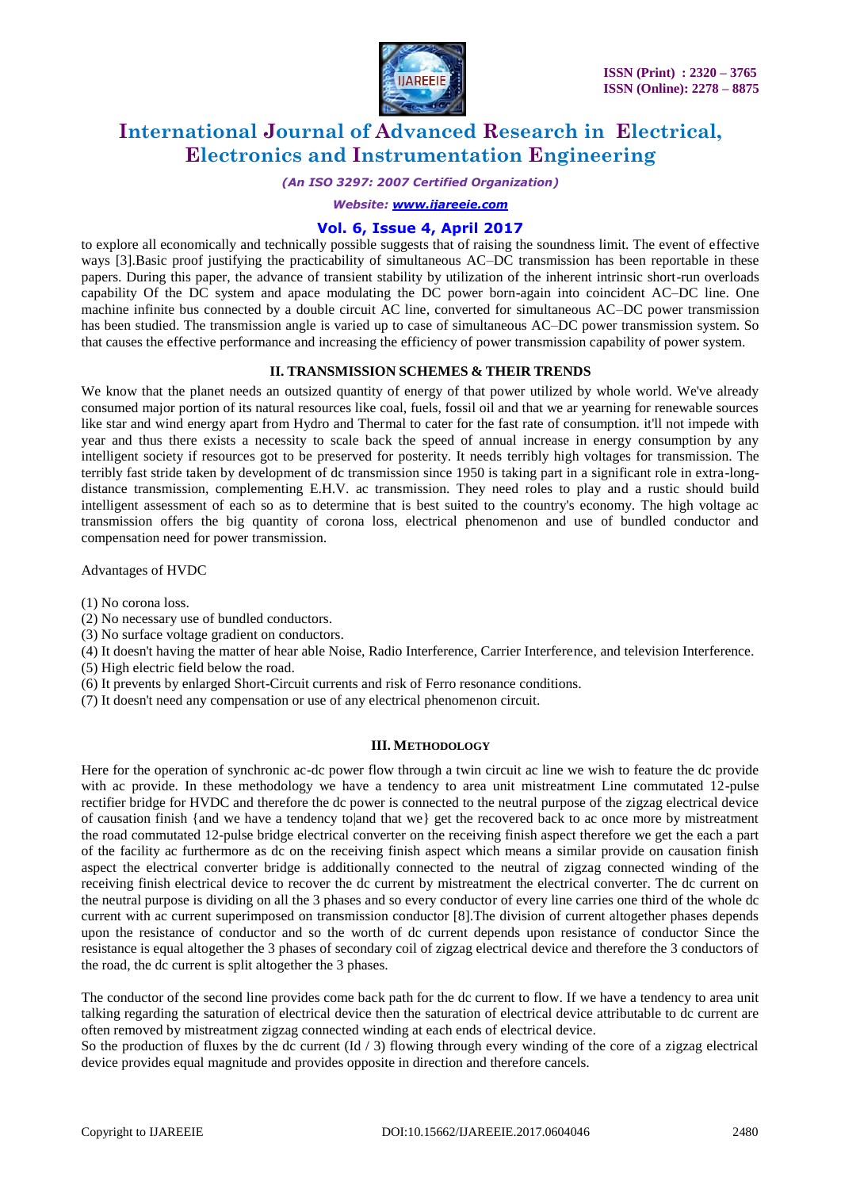to explore all economically and technically possible suggests that of raising the soundness limit. The event of effective ways [3].Basic proof justifying the practicability of simultaneous AC–DC transmission has been reportable in these papers. During this paper, the advance of transient stability by utilization of the inherent intrinsic short-run overloads capability Of the DC system and apace modulating the DC power born-again into coincident AC–DC line. One machine infinite bus connected by a double circuit AC line, converted for simultaneous AC–DC power transmission has been studied. The transmission angle is varied up to case of simultaneous AC–DC power transmission system. So that causes the effective performance and increasing the efficiency of power transmission capability of power system.

## II. TRANSMISSION SCHEMES & THEIR TRENDS

We know that the planet needs an outsized quantity of energy of that power utilized by whole world. We've already consumed major portion of its natural resources like coal, fuels, fossil oil and that we ar yearning for renewable sources like star and wind energy apart from Hydro and Thermal to cater for the fast rate of consumption. it'll not impede with year and thus there exists a necessity to scale back the speed of annual increase in energy consumption by any intelligent society if resources got to be preserved for posterity. It needs terribly high voltages for transmission. The terribly fast stride taken by development of dc transmission since 1950 is taking part in a significant role in extra-long-distance transmission, complementing E.H.V. ac transmission. They need roles to play and a rustic should build intelligent assessment of each so as to determine that is best suited to the country's economy. The high voltage ac transmission offers the big quantity of corona loss, electrical phenomenon and use of bundled conductor and compensation need for power transmission.

Advantages of HVDC

(1) No corona loss.
(2) No necessary use of bundled conductors.
(3) No surface voltage gradient on conductors.
(4) It doesn't having the matter of hear able Noise, Radio Interference, Carrier Interference, and television Interference.
(5) High electric field below the road.
(6) It prevents by enlarged Short-Circuit currents and risk of Ferro resonance conditions.
(7) It doesn't need any compensation or use of any electrical phenomenon circuit.

## III. METHODOLOGY

Here for the operation of synchronic ac-dc power flow through a twin circuit ac line we wish to feature the dc provide with ac provide. In these methodology we have a tendency to area unit mistreatment Line commutated 12-pulse rectifier bridge for HVDC and therefore the dc power is connected to the neutral purpose of the zigzag electrical device of causation finish {and we have a tendency to|and that we} get the recovered back to ac once more by mistreatment the road commutated 12-pulse bridge electrical converter on the receiving finish aspect therefore we get the each a part of the facility ac furthermore as dc on the receiving finish aspect which means a similar provide on causation finish aspect the electrical converter bridge is additionally connected to the neutral of zigzag connected winding of the receiving finish electrical device to recover the dc current by mistreatment the electrical converter. The dc current on the neutral purpose is dividing on all the 3 phases and so every conductor of every line carries one third of the whole dc current with ac current superimposed on transmission conductor [8].The division of current altogether phases depends upon the resistance of conductor and so the worth of dc current depends upon resistance of conductor Since the resistance is equal altogether the 3 phases of secondary coil of zigzag electrical device and therefore the 3 conductors of the road, the dc current is split altogether the 3 phases.

The conductor of the second line provides come back path for the dc current to flow. If we have a tendency to area unit talking regarding the saturation of electrical device then the saturation of electrical device attributable to dc current are often removed by mistreatment zigzag connected winding at each ends of electrical device.
So the production of fluxes by the dc current ($I_d$ / 3) flowing through every winding of the core of a zigzag electrical device provides equal magnitude and provides opposite in direction and therefore cancels.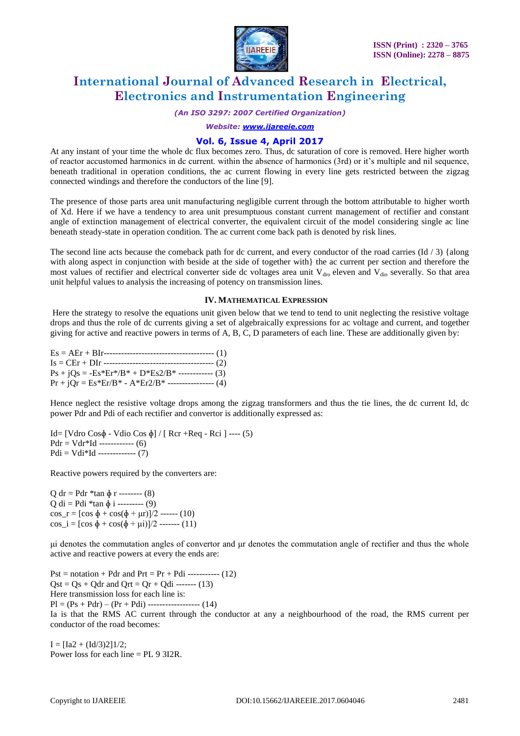At any instant of your time the whole dc flux becomes zero. Thus, dc saturation of core is removed. Here higher worth of reactor accustomed harmonics in dc current. within the absence of harmonics (3rd) or it's multiple and nil sequence, beneath traditional in operation conditions, the ac current flowing in every line gets restricted between the zigzag connected windings and therefore the conductors of the line [9].

The presence of those parts area unit manufacturing negligible current through the bottom attributable to higher worth of Xd. Here if we have a tendency to area unit presumptuous constant current management of rectifier and constant angle of extinction management of electrical converter, the equivalent circuit of the model considering single ac line beneath steady-state in operation condition. The ac current come back path is denoted by risk lines.

The second line acts because the comeback path for dc current, and every conductor of the road carries (Id / 3) {along with along aspect in conjunction with beside at the side of together with} the ac current per section and therefore the most values of rectifier and electrical converter side dc voltages area unit $V_{dro}$ eleven and $V_{dio}$ severally. So that area unit helpful values to analysis the increasing of potency on transmission lines.

## IV. Mathematical Expression

Here the strategy to resolve the equations unit given below that we tend to tend to unit neglecting the resistive voltage drops and thus the role of dc currents giving a set of algebraically expressions for ac voltage and current, and together giving for active and reactive powers in terms of A, B, C, D parameters of each line. These are additionally given by:

Es = AEr + BIr-------------------------------------- (1)
Is = CEr + DIr --------------------------------------- (2)
Ps + jQs = -Es*Er*/B* + D*Es2/B* ------------ (3)
Pr + jQr = Es*Er/B* - A*Er2/B* ---------------- (4)

Hence neglect the resistive voltage drops among the zigzag transformers and thus the tie lines, the dc current Id, dc power Pdr and Pdi of each rectifier and convertor is additionally expressed as:

Id= [Vdro Cosϕ - Vdio Cos ϕ] / [ Rcr +Req - Rci ] ---- (5)
Pdr = Vdr*Id ------------ (6)
Pdi = Vdi*Id ------------- (7)

Reactive powers required by the converters are:

Q dr = Pdr *tan ϕ r -------- (8)
Q di = Pdi *tan ϕ i --------- (9)
cos_r = [cos ϕ + cos(ϕ + μr)]/2 ------ (10)
cos_i = [cos ϕ + cos(ϕ + μi)]/2 ------- (11)

μi denotes the commutation angles of convertor and μr denotes the commutation angle of rectifier and thus the whole active and reactive powers at every the ends are:

Pst = notation + Pdr and Prt = Pr + Pdi ----------- (12)
Qst = Qs + Qdr and Qrt = Qr + Qdi ------- (13)
Here transmission loss for each line is:
Pl = (Ps + Pdr) – (Pr + Pdi) ------------------ (14)
Ia is that the RMS AC current through the conductor at any a neighbourhood of the road, the RMS current per conductor of the road becomes:

I = [Ia2 + (Id/3)2]1/2;
Power loss for each line = PL 9 3I2R.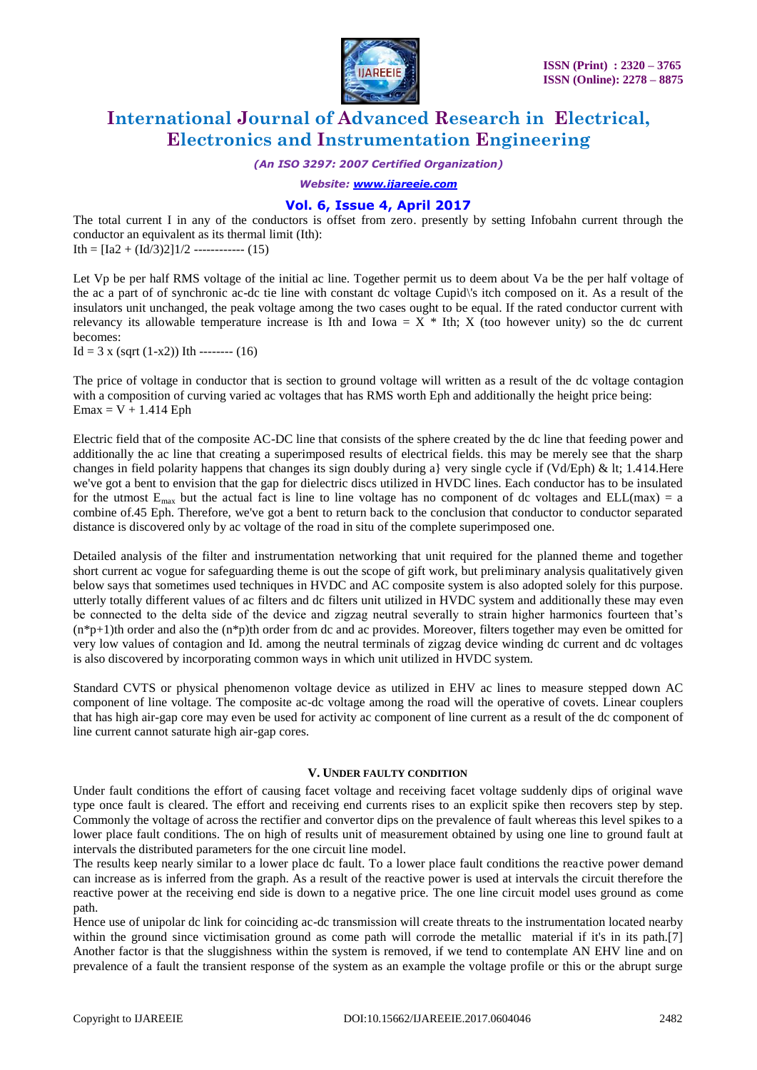The total current I in any of the conductors is offset from zero. presently by setting Infobahn current through the conductor an equivalent as its thermal limit (Ith):

$$I_{th} = [I_a^2 + (I_d/3)^2]^{1/2} \text{ ------------ (15)}$$

Let Vp be per half RMS voltage of the initial ac line. Together permit us to deem about Va be the per half voltage of the ac a part of of synchronic ac-dc tie line with constant dc voltage Cupid\'s itch composed on it. As a result of the insulators unit unchanged, the peak voltage among the two cases ought to be equal. If the rated conductor current with relevancy its allowable temperature increase is Ith and Iowa = X * Ith; X (too however unity) so the dc current becomes:

$$I_d = 3 \times (\sqrt{1-x^2})\, I_{th} \text{ -------- (16)}$$

The price of voltage in conductor that is section to ground voltage will written as a result of the dc voltage contagion with a composition of curving varied ac voltages that has RMS worth Eph and additionally the height price being:

$$E_{max} = V + 1.414\, E_{ph}$$

Electric field that of the composite AC-DC line that consists of the sphere created by the dc line that feeding power and additionally the ac line that creating a superimposed results of electrical fields. this may be merely see that the sharp changes in field polarity happens that changes its sign doubly during a} very single cycle if (Vd/Eph) & lt; 1.414.Here we've got a bent to envision that the gap for dielectric discs utilized in HVDC lines. Each conductor has to be insulated for the utmost $E_{max}$ but the actual fact is line to line voltage has no component of dc voltages and ELL(max) = a combine of.45 Eph. Therefore, we've got a bent to return back to the conclusion that conductor to conductor separated distance is discovered only by ac voltage of the road in situ of the complete superimposed one.

Detailed analysis of the filter and instrumentation networking that unit required for the planned theme and together short current ac vogue for safeguarding theme is out the scope of gift work, but preliminary analysis qualitatively given below says that sometimes used techniques in HVDC and AC composite system is also adopted solely for this purpose. utterly totally different values of ac filters and dc filters unit utilized in HVDC system and additionally these may even be connected to the delta side of the device and zigzag neutral severally to strain higher harmonics fourteen that's (n*p+1)th order and also the (n*p)th order from dc and ac provides. Moreover, filters together may even be omitted for very low values of contagion and Id. among the neutral terminals of zigzag device winding dc current and dc voltages is also discovered by incorporating common ways in which unit utilized in HVDC system.

Standard CVTS or physical phenomenon voltage device as utilized in EHV ac lines to measure stepped down AC component of line voltage. The composite ac-dc voltage among the road will the operative of covets. Linear couplers that has high air-gap core may even be used for activity ac component of line current as a result of the dc component of line current cannot saturate high air-gap cores.

## V. Under Faulty Condition

Under fault conditions the effort of causing facet voltage and receiving facet voltage suddenly dips of original wave type once fault is cleared. The effort and receiving end currents rises to an explicit spike then recovers step by step. Commonly the voltage of across the rectifier and convertor dips on the prevalence of fault whereas this level spikes to a lower place fault conditions. The on high of results unit of measurement obtained by using one line to ground fault at intervals the distributed parameters for the one circuit line model.

The results keep nearly similar to a lower place dc fault. To a lower place fault conditions the reactive power demand can increase as is inferred from the graph. As a result of the reactive power is used at intervals the circuit therefore the reactive power at the receiving end side is down to a negative price. The one line circuit model uses ground as come path.

Hence use of unipolar dc link for coinciding ac-dc transmission will create threats to the instrumentation located nearby within the ground since victimisation ground as come path will corrode the metallic material if it's in its path.[7] Another factor is that the sluggishness within the system is removed, if we tend to contemplate AN EHV line and on prevalence of a fault the transient response of the system as an example the voltage profile or this or the abrupt surge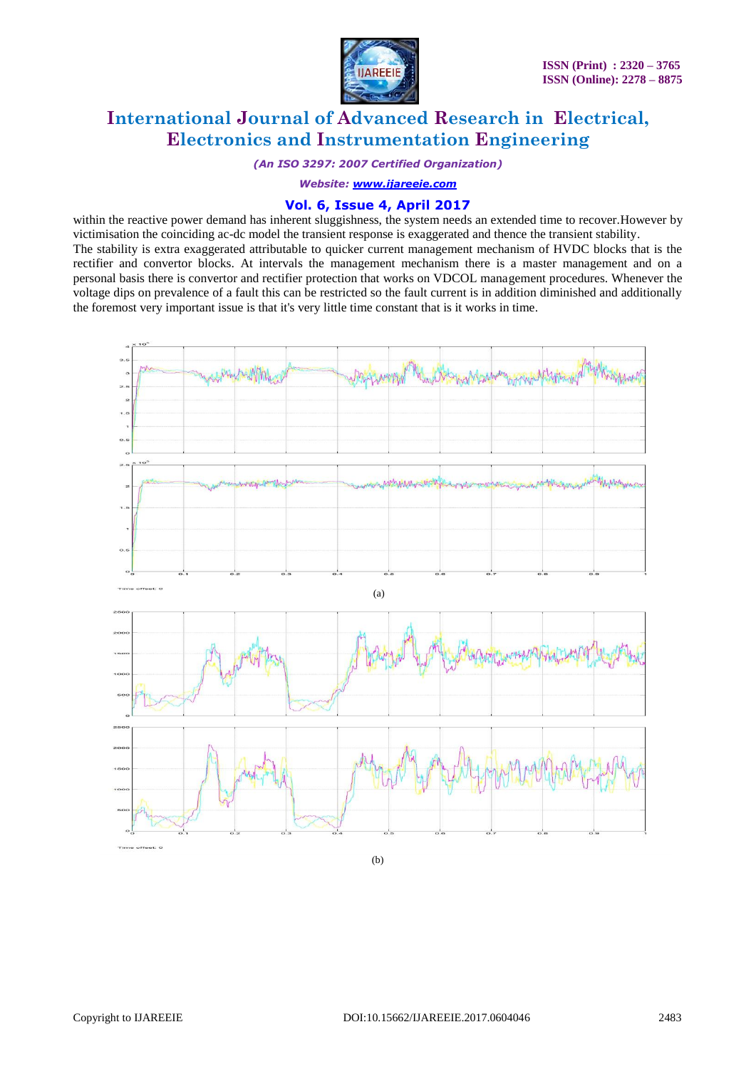within the reactive power demand has inherent sluggishness, the system needs an extended time to recover.However by victimisation the coinciding ac-dc model the transient response is exaggerated and thence the transient stability.

The stability is extra exaggerated attributable to quicker current management mechanism of HVDC blocks that is the rectifier and convertor blocks. At intervals the management mechanism there is a master management and on a personal basis there is convertor and rectifier protection that works on VDCOL management procedures. Whenever the voltage dips on prevalence of a fault this can be restricted so the fault current is in addition diminished and additionally the foremost very important issue is that it's very little time constant that is it works in time.

(a)

(b)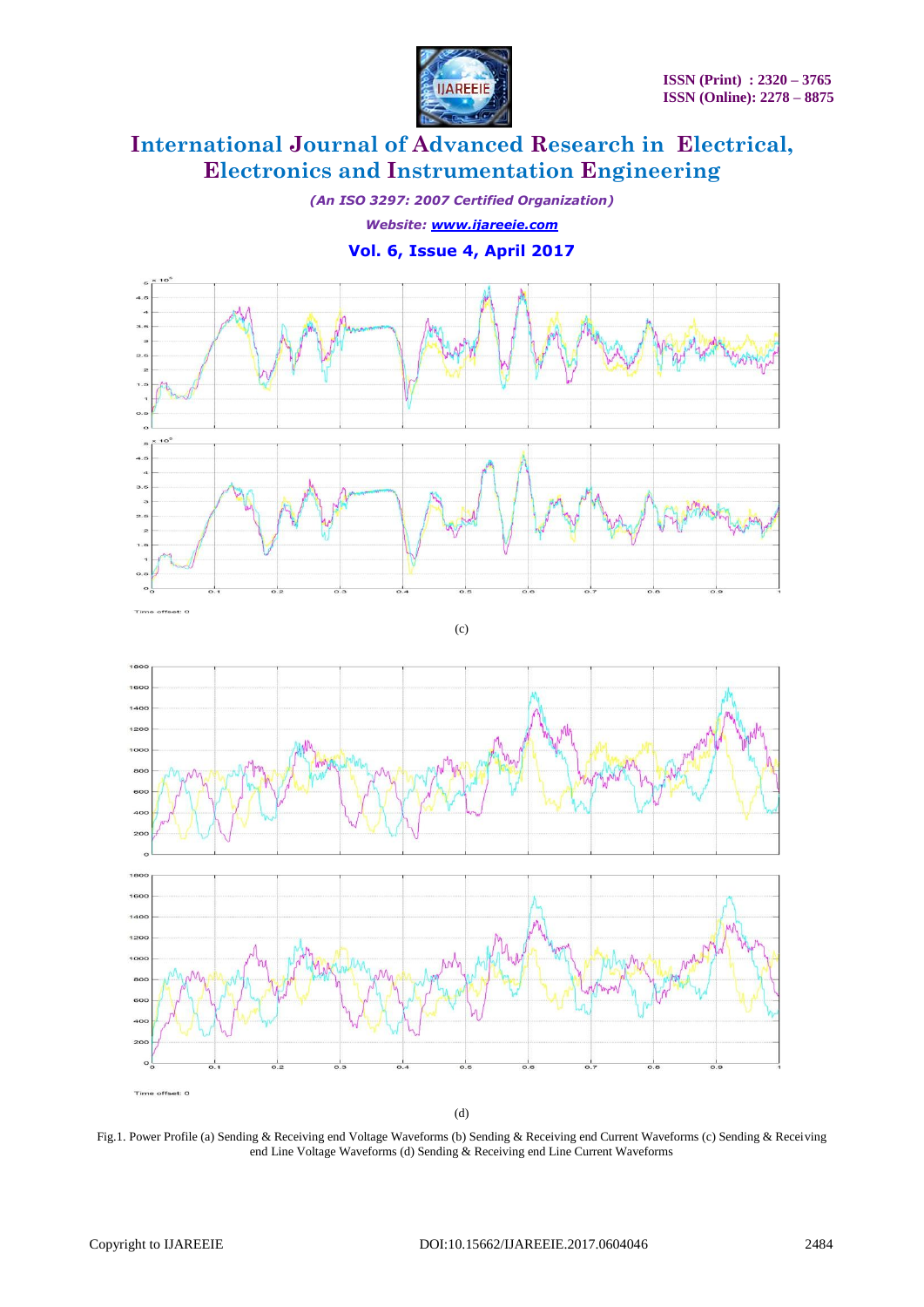(c)

(d)

Fig.1. Power Profile (a) Sending & Receiving end Voltage Waveforms (b) Sending & Receiving end Current Waveforms (c) Sending & Receiving end Line Voltage Waveforms (d) Sending & Receiving end Line Current Waveforms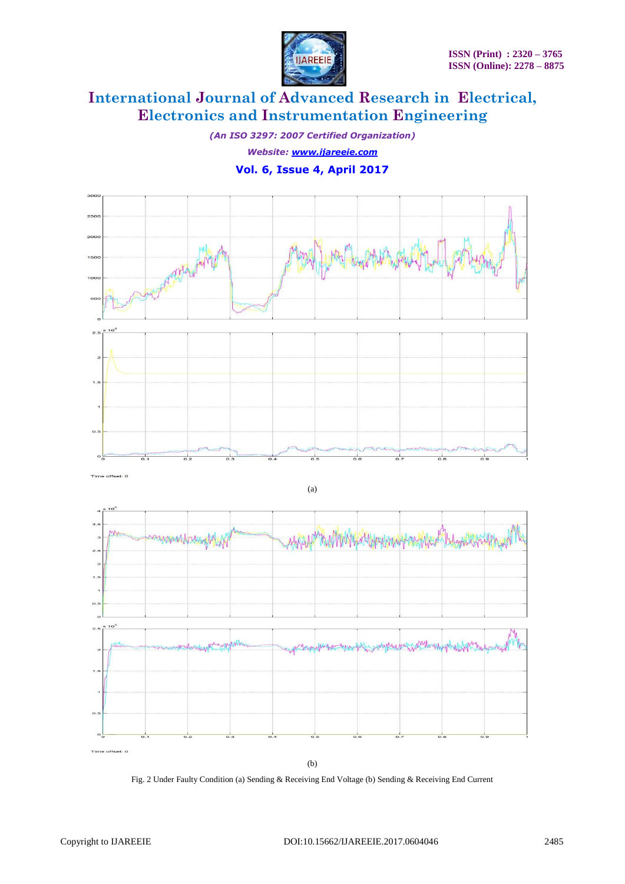(a)

(b)

Fig. 2 Under Faulty Condition (a) Sending & Receiving End Voltage (b) Sending & Receiving End Current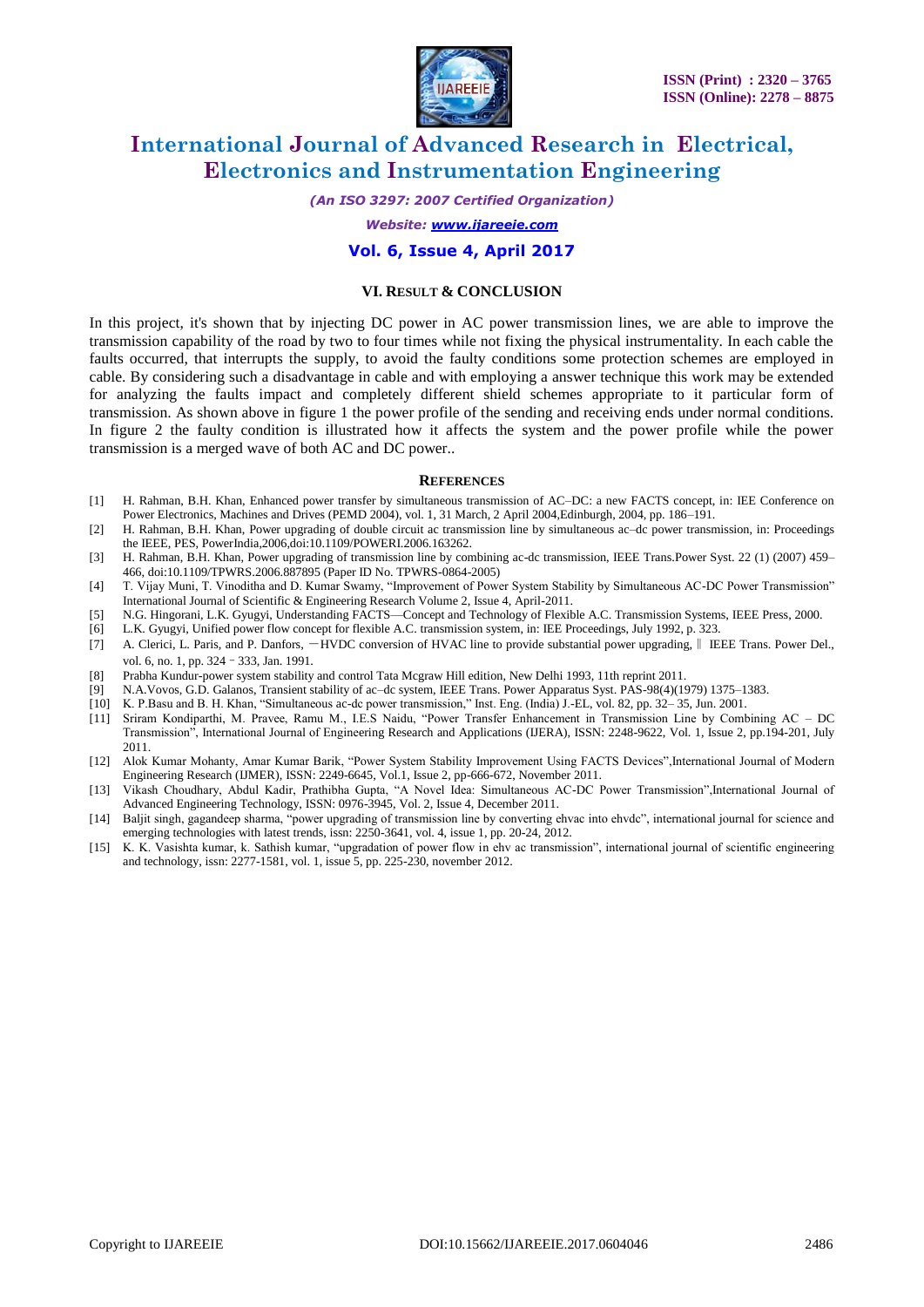## VI. RESULT & CONCLUSION

In this project, it's shown that by injecting DC power in AC power transmission lines, we are able to improve the transmission capability of the road by two to four times while not fixing the physical instrumentality. In each cable the faults occurred, that interrupts the supply, to avoid the faulty conditions some protection schemes are employed in cable. By considering such a disadvantage in cable and with employing a answer technique this work may be extended for analyzing the faults impact and completely different shield schemes appropriate to it particular form of transmission. As shown above in figure 1 the power profile of the sending and receiving ends under normal conditions. In figure 2 the faulty condition is illustrated how it affects the system and the power profile while the power transmission is a merged wave of both AC and DC power..

## REFERENCES

[1] H. Rahman, B.H. Khan, Enhanced power transfer by simultaneous transmission of AC–DC: a new FACTS concept, in: IEE Conference on Power Electronics, Machines and Drives (PEMD 2004), vol. 1, 31 March, 2 April 2004,Edinburgh, 2004, pp. 186–191.

[2] H. Rahman, B.H. Khan, Power upgrading of double circuit ac transmission line by simultaneous ac–dc power transmission, in: Proceedings the IEEE, PES, PowerIndia,2006,doi:10.1109/POWERI.2006.163262.

[3] H. Rahman, B.H. Khan, Power upgrading of transmission line by combining ac-dc transmission, IEEE Trans.Power Syst. 22 (1) (2007) 459–466, doi:10.1109/TPWRS.2006.887895 (Paper ID No. TPWRS-0864-2005)

[4] T. Vijay Muni, T. Vinoditha and D. Kumar Swamy, "Improvement of Power System Stability by Simultaneous AC-DC Power Transmission" International Journal of Scientific & Engineering Research Volume 2, Issue 4, April-2011.

[5] N.G. Hingorani, L.K. Gyugyi, Understanding FACTS—Concept and Technology of Flexible A.C. Transmission Systems, IEEE Press, 2000.

[6] L.K. Gyugyi, Unified power flow concept for flexible A.C. transmission system, in: IEE Proceedings, July 1992, p. 323.

[7] A. Clerici, L. Paris, and P. Danfors, ―HVDC conversion of HVAC line to provide substantial power upgrading,‖ IEEE Trans. Power Del., vol. 6, no. 1, pp. 324 - 333, Jan. 1991.

[8] Prabha Kundur-power system stability and control Tata Mcgraw Hill edition, New Delhi 1993, 11th reprint 2011.

[9] N.A.Vovos, G.D. Galanos, Transient stability of ac–dc system, IEEE Trans. Power Apparatus Syst. PAS-98(4)(1979) 1375–1383.

[10] K. P.Basu and B. H. Khan, "Simultaneous ac-dc power transmission," Inst. Eng. (India) J.-EL, vol. 82, pp. 32– 35, Jun. 2001.

[11] Sriram Kondiparthi, M. Pravee, Ramu M., I.E.S Naidu, "Power Transfer Enhancement in Transmission Line by Combining AC – DC Transmission", International Journal of Engineering Research and Applications (IJERA), ISSN: 2248-9622, Vol. 1, Issue 2, pp.194-201, July 2011.

[12] Alok Kumar Mohanty, Amar Kumar Barik, "Power System Stability Improvement Using FACTS Devices",International Journal of Modern Engineering Research (IJMER), ISSN: 2249-6645, Vol.1, Issue 2, pp-666-672, November 2011.

[13] Vikash Choudhary, Abdul Kadir, Prathibha Gupta, "A Novel Idea: Simultaneous AC-DC Power Transmission",International Journal of Advanced Engineering Technology, ISSN: 0976-3945, Vol. 2, Issue 4, December 2011.

[14] Baljit singh, gagandeep sharma, "power upgrading of transmission line by converting ehvac into ehvdc", international journal for science and emerging technologies with latest trends, issn: 2250-3641, vol. 4, issue 1, pp. 20-24, 2012.

[15] K. K. Vasishta kumar, k. Sathish kumar, "upgradation of power flow in ehv ac transmission", international journal of scientific engineering and technology, issn: 2277-1581, vol. 1, issue 5, pp. 225-230, november 2012.